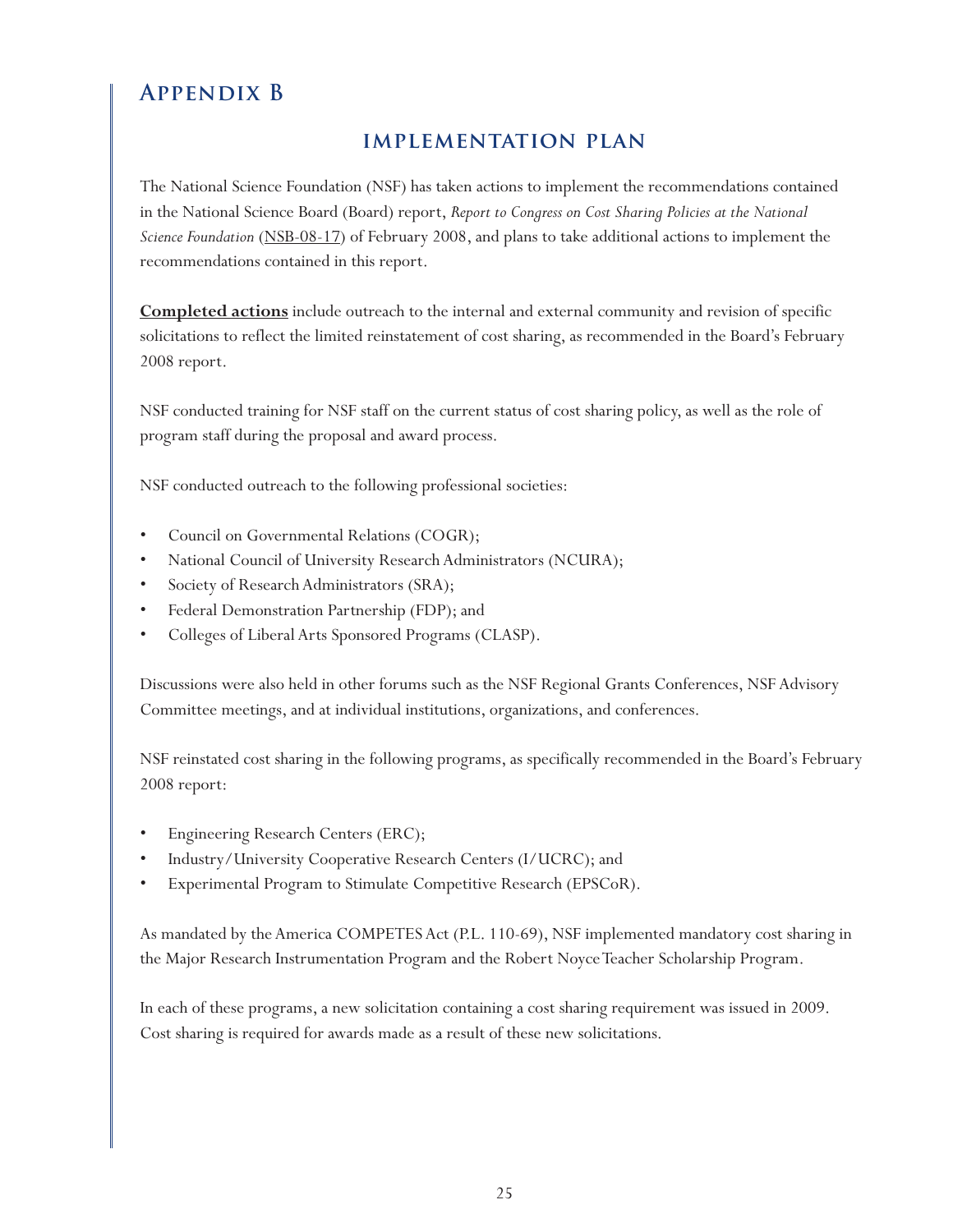# Appendix B

## IMPLEMENTATION PLAN

The National Science Foundation (NSF) has taken actions to implement the recommendations contained in the National Science Board (Board) report, *Report to Congress on Cost Sharing Policies at the National Science Foundation* (NSB-08-17) of February 2008, and plans to take additional actions to implement the recommendations contained in this report.

**Completed actions** include outreach to the internal and external community and revision of specific solicitations to reflect the limited reinstatement of cost sharing, as recommended in the Board's February 2008 report.

NSF conducted training for NSF staff on the current status of cost sharing policy, as well as the role of program staff during the proposal and award process.

NSF conducted outreach to the following professional societies:

- Council on Governmental Relations (COGR);
- National Council of University Research Administrators (NCURA);
- Society of Research Administrators (SRA);
- Federal Demonstration Partnership (FDP); and
- Colleges of Liberal Arts Sponsored Programs (CLASP).

Discussions were also held in other forums such as the NSF Regional Grants Conferences, NSF Advisory Committee meetings, and at individual institutions, organizations, and conferences.

NSF reinstated cost sharing in the following programs, as specifically recommended in the Board's February 2008 report:

- Engineering Research Centers (ERC);
- Industry/University Cooperative Research Centers (I/UCRC); and
- Experimental Program to Stimulate Competitive Research (EPSCoR).

As mandated by the America COMPETES Act (P.L. 110-69), NSF implemented mandatory cost sharing in the Major Research Instrumentation Program and the Robert Noyce Teacher Scholarship Program.

In each of these programs, a new solicitation containing a cost sharing requirement was issued in 2009. Cost sharing is required for awards made as a result of these new solicitations.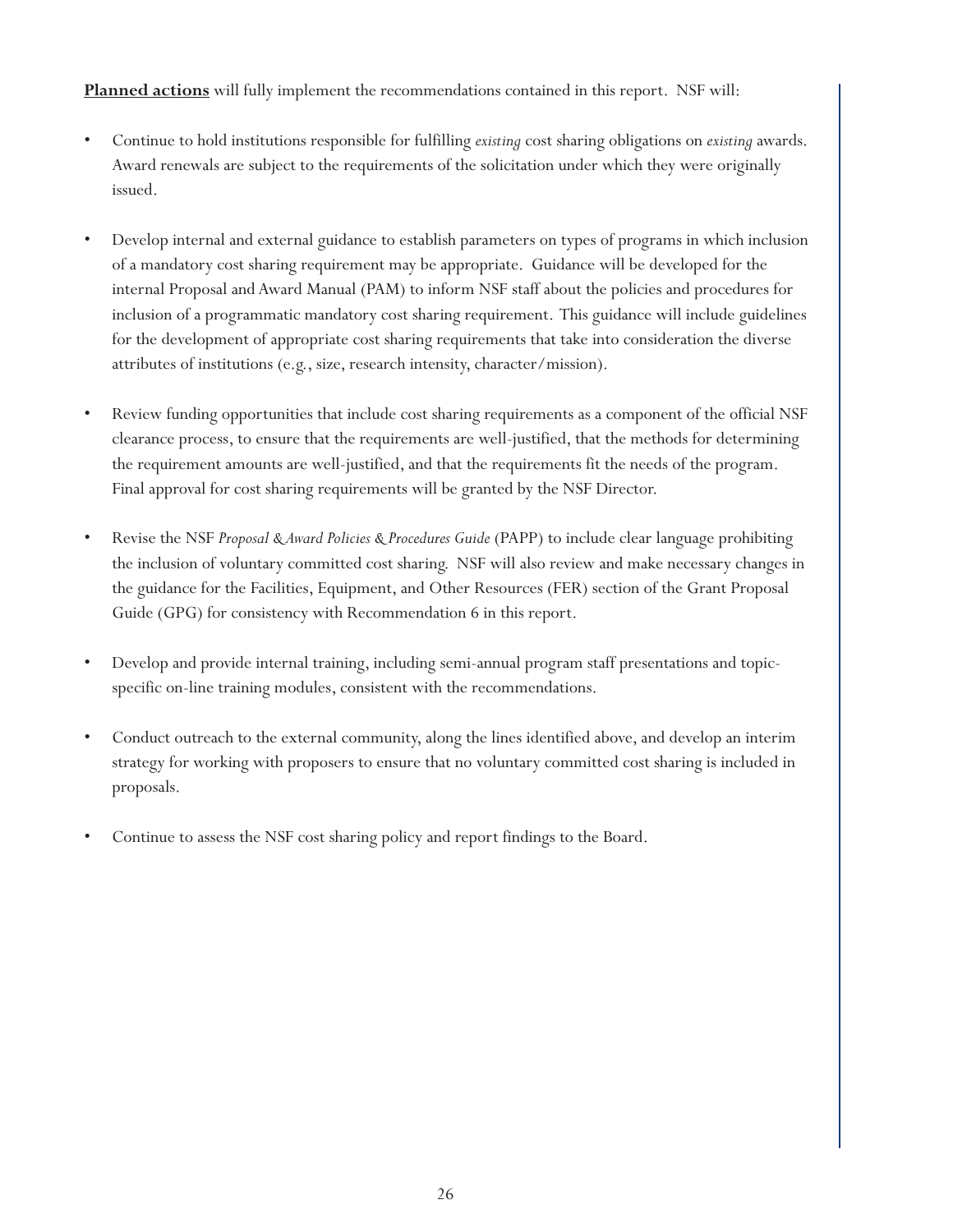**Planned actions** will fully implement the recommendations contained in this report. NSF will:

- Continue to hold institutions responsible for fulfilling *existing* cost sharing obligations on *existing* awards. Award renewals are subject to the requirements of the solicitation under which they were originally issued.

- Develop internal and external guidance to establish parameters on types of programs in which inclusion of a mandatory cost sharing requirement may be appropriate. Guidance will be developed for the internal Proposal and Award Manual (PAM) to inform NSF staff about the policies and procedures for inclusion of a programmatic mandatory cost sharing requirement. This guidance will include guidelines for the development of appropriate cost sharing requirements that take into consideration the diverse attributes of institutions (e.g., size, research intensity, character/mission).

- Review funding opportunities that include cost sharing requirements as a component of the official NSF clearance process, to ensure that the requirements are well-justified, that the methods for determining the requirement amounts are well-justified, and that the requirements fit the needs of the program. Final approval for cost sharing requirements will be granted by the NSF Director.

- Revise the NSF *Proposal & Award Policies & Procedures Guide* (PAPP) to include clear language prohibiting the inclusion of voluntary committed cost sharing. NSF will also review and make necessary changes in the guidance for the Facilities, Equipment, and Other Resources (FER) section of the Grant Proposal Guide (GPG) for consistency with Recommendation 6 in this report.

- Develop and provide internal training, including semi-annual program staff presentations and topic-specific on-line training modules, consistent with the recommendations.

- Conduct outreach to the external community, along the lines identified above, and develop an interim strategy for working with proposers to ensure that no voluntary committed cost sharing is included in proposals.

- Continue to assess the NSF cost sharing policy and report findings to the Board.